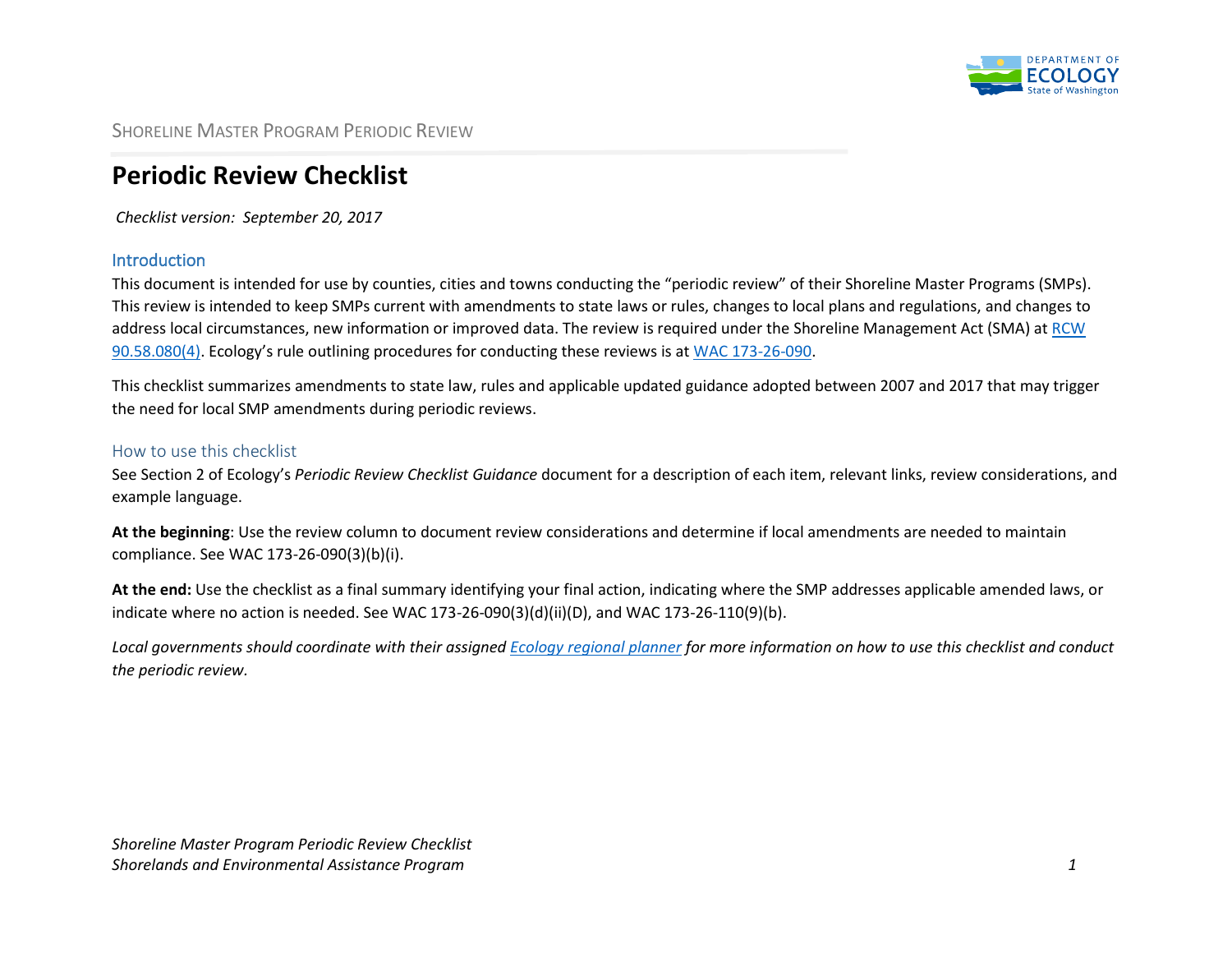# Periodic Review Checklist

*Checklist version: September 20, 2017*

## Introduction

This document is intended for use by counties, cities and towns conducting the "periodic review" of their Shoreline Master Programs (SMPs). This review is intended to keep SMPs current with amendments to state laws or rules, changes to local plans and regulations, and changes to address local circumstances, new information or improved data. The review is required under the Shoreline Management Act (SMA) at RCW 90.58.080(4). Ecology's rule outlining procedures for conducting these reviews is at WAC 173-26-090.

This checklist summarizes amendments to state law, rules and applicable updated guidance adopted between 2007 and 2017 that may trigger the need for local SMP amendments during periodic reviews.

### How to use this checklist

See Section 2 of Ecology's *Periodic Review Checklist Guidance* document for a description of each item, relevant links, review considerations, and example language.

**At the beginning**: Use the review column to document review considerations and determine if local amendments are needed to maintain compliance. See WAC 173-26-090(3)(b)(i).

**At the end:** Use the checklist as a final summary identifying your final action, indicating where the SMP addresses applicable amended laws, or indicate where no action is needed. See WAC 173-26-090(3)(d)(ii)(D), and WAC 173-26-110(9)(b).

*Local governments should coordinate with their assigned Ecology regional planner for more information on how to use this checklist and conduct the periodic review.*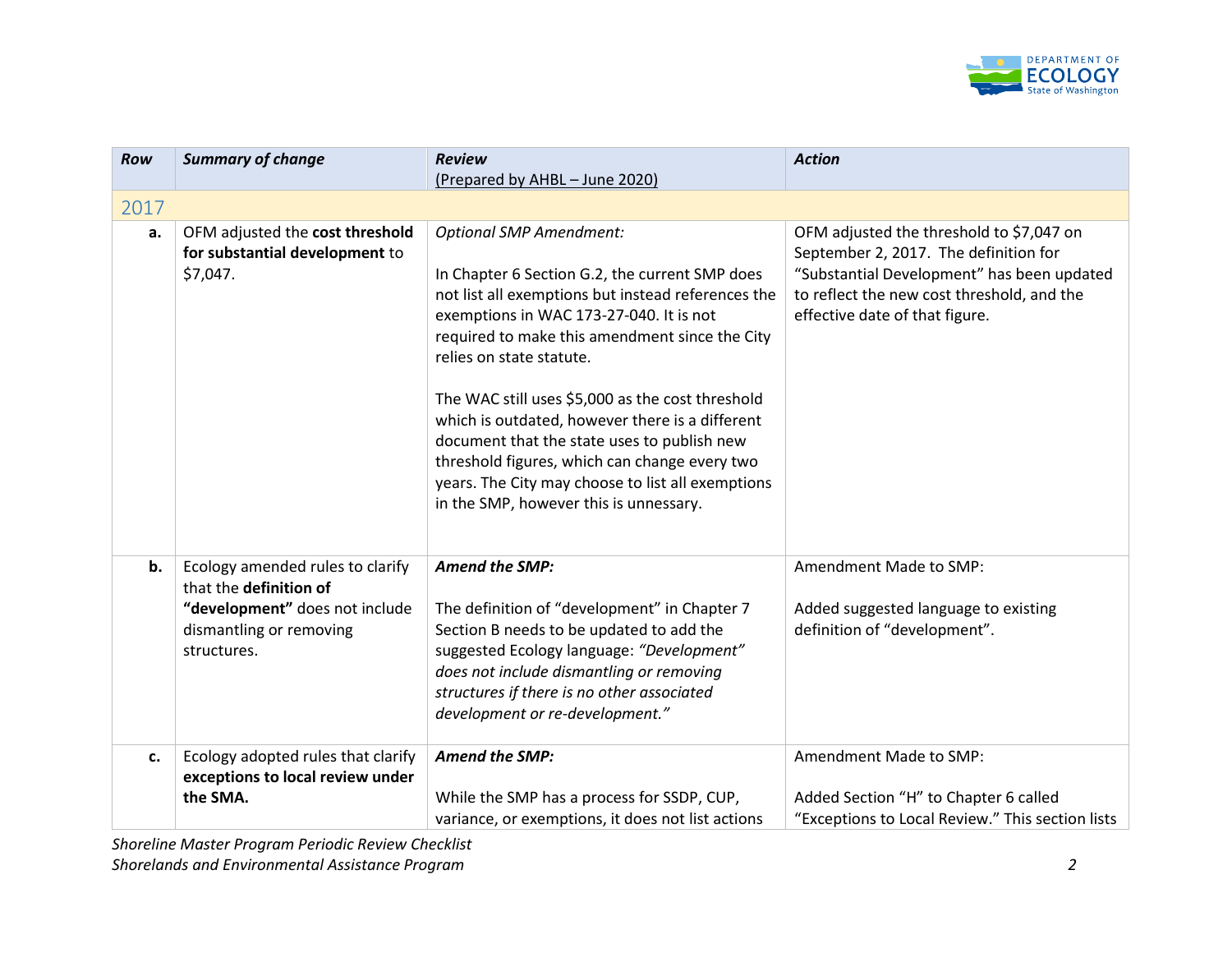| *Row* | *Summary of change* | *Review* (Prepared by AHBL – June 2020) | *Action* |
|---|---|---|---|
| 2017 | | | |
| **a.** | OFM adjusted the **cost threshold for substantial development** to $7,047. | *Optional SMP Amendment:*<br><br>In Chapter 6 Section G.2, the current SMP does not list all exemptions but instead references the exemptions in WAC 173-27-040. It is not required to make this amendment since the City relies on state statute.<br><br>The WAC still uses $5,000 as the cost threshold which is outdated, however there is a different document that the state uses to publish new threshold figures, which can change every two years. The City may choose to list all exemptions in the SMP, however this is unnessary. | OFM adjusted the threshold to $7,047 on September 2, 2017. The definition for "Substantial Development" has been updated to reflect the new cost threshold, and the effective date of that figure. |
| **b.** | Ecology amended rules to clarify that the **definition of "development"** does not include dismantling or removing structures. | ***Amend the SMP:***<br><br>The definition of "development" in Chapter 7 Section B needs to be updated to add the suggested Ecology language: *"Development" does not include dismantling or removing structures if there is no other associated development or re-development."* | Amendment Made to SMP:<br><br>Added suggested language to existing definition of "development". |
| **c.** | Ecology adopted rules that clarify **exceptions to local review under the SMA.** | ***Amend the SMP:***<br><br>While the SMP has a process for SSDP, CUP, variance, or exemptions, it does not list actions | Amendment Made to SMP:<br><br>Added Section "H" to Chapter 6 called "Exceptions to Local Review." This section lists |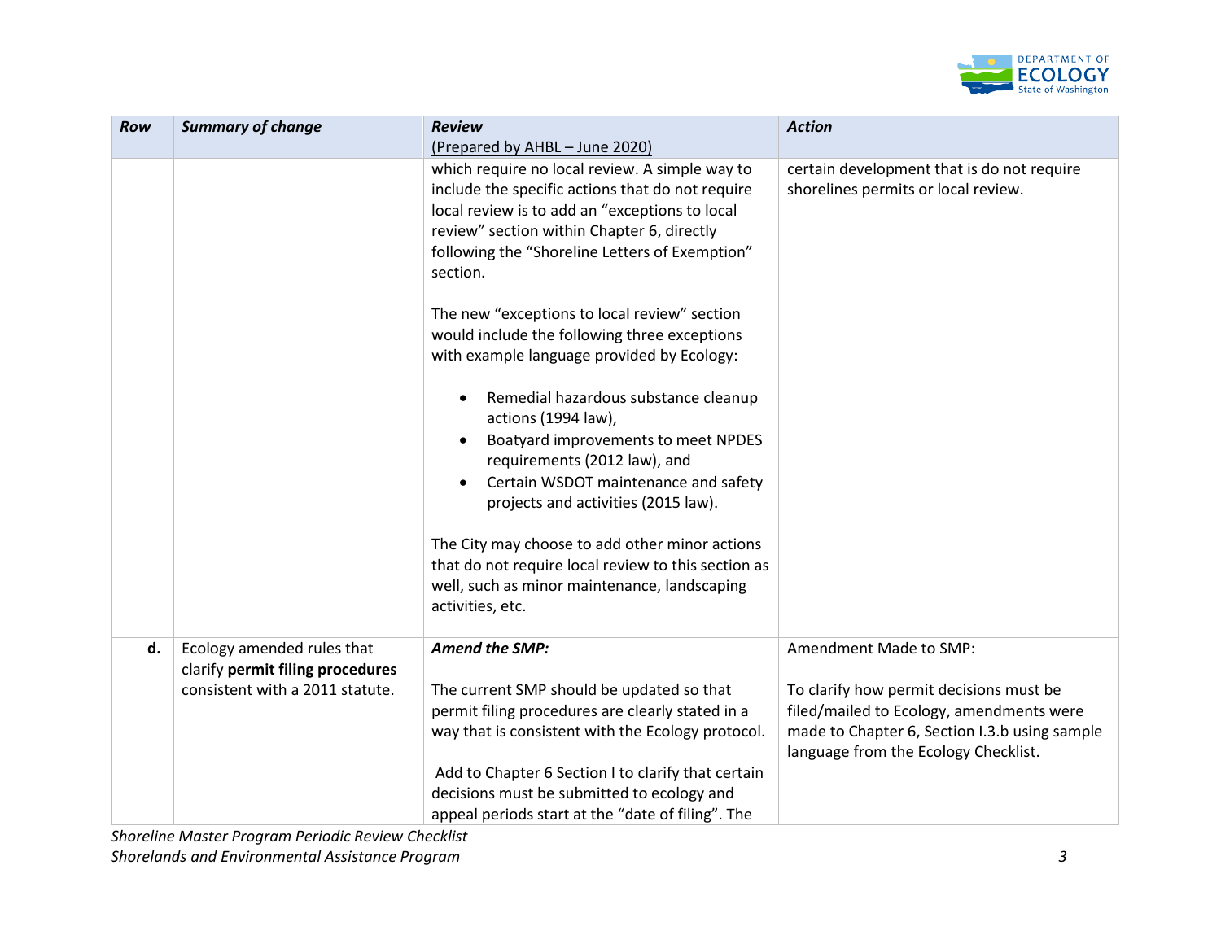| Row | Summary of change | Review (Prepared by AHBL – June 2020) | Action |
|---|---|---|---|
| | | which require no local review. A simple way to include the specific actions that do not require local review is to add an "exceptions to local review" section within Chapter 6, directly following the "Shoreline Letters of Exemption" section.<br><br>The new "exceptions to local review" section would include the following three exceptions with example language provided by Ecology:<br><br>• Remedial hazardous substance cleanup actions (1994 law),<br>• Boatyard improvements to meet NPDES requirements (2012 law), and<br>• Certain WSDOT maintenance and safety projects and activities (2015 law).<br><br>The City may choose to add other minor actions that do not require local review to this section as well, such as minor maintenance, landscaping activities, etc. | certain development that is do not require shorelines permits or local review. |
| **d.** | Ecology amended rules that clarify **permit filing procedures** consistent with a 2011 statute. | ***Amend the SMP:***<br><br>The current SMP should be updated so that permit filing procedures are clearly stated in a way that is consistent with the Ecology protocol.<br><br>Add to Chapter 6 Section I to clarify that certain decisions must be submitted to ecology and appeal periods start at the "date of filing". The | Amendment Made to SMP:<br><br>To clarify how permit decisions must be filed/mailed to Ecology, amendments were made to Chapter 6, Section I.3.b using sample language from the Ecology Checklist. |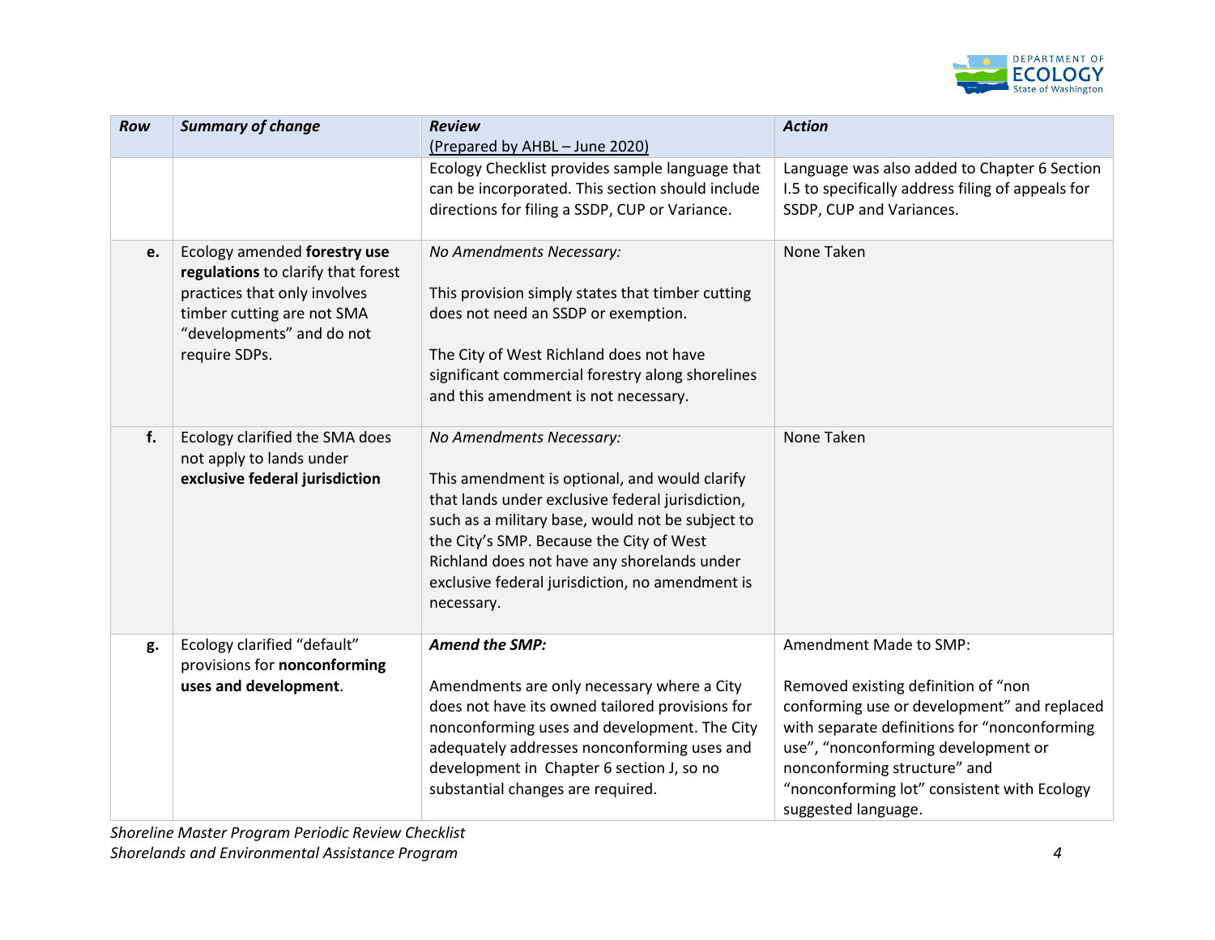| Row | Summary of change | Review (Prepared by AHBL – June 2020) | Action |
|---|---|---|---|
| | | Ecology Checklist provides sample language that can be incorporated. This section should include directions for filing a SSDP, CUP or Variance. | Language was also added to Chapter 6 Section I.5 to specifically address filing of appeals for SSDP, CUP and Variances. |
| **e.** | Ecology amended **forestry use regulations** to clarify that forest practices that only involves timber cutting are not SMA "developments" and do not require SDPs. | *No Amendments Necessary:*<br><br>This provision simply states that timber cutting does not need an SSDP or exemption.<br><br>The City of West Richland does not have significant commercial forestry along shorelines and this amendment is not necessary. | None Taken |
| **f.** | Ecology clarified the SMA does not apply to lands under **exclusive federal jurisdiction** | *No Amendments Necessary:*<br><br>This amendment is optional, and would clarify that lands under exclusive federal jurisdiction, such as a military base, would not be subject to the City's SMP. Because the City of West Richland does not have any shorelands under exclusive federal jurisdiction, no amendment is necessary. | None Taken |
| **g.** | Ecology clarified "default" provisions for **nonconforming uses and development**. | ***Amend the SMP:***<br><br>Amendments are only necessary where a City does not have its own tailored provisions for nonconforming uses and development. The City adequately addresses nonconforming uses and development in Chapter 6 section J, so no substantial changes are required. | Amendment Made to SMP:<br><br>Removed existing definition of "non conforming use or development" and replaced with separate definitions for "nonconforming use", "nonconforming development or nonconforming structure" and "nonconforming lot" consistent with Ecology suggested language. |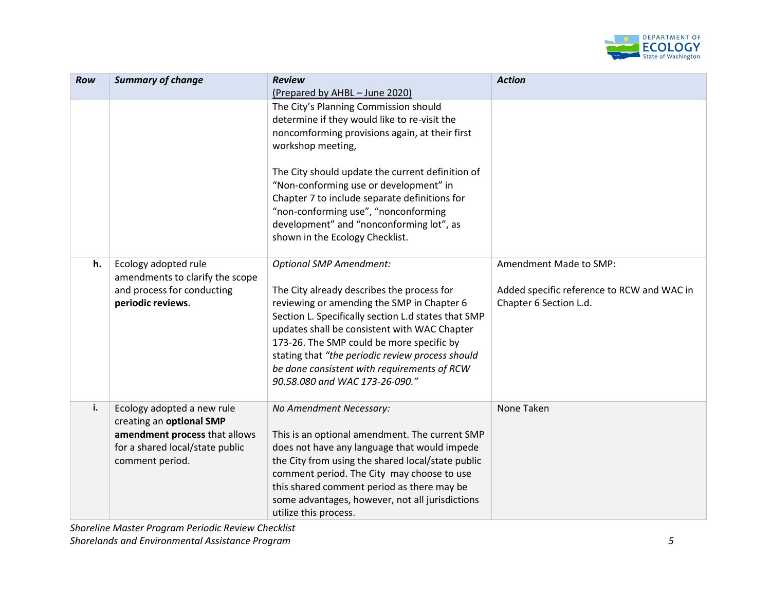| Row | Summary of change | Review (Prepared by AHBL – June 2020) | Action |
|---|---|---|---|
| | | The City's Planning Commission should determine if they would like to re-visit the noncomforming provisions again, at their first workshop meeting,<br><br>The City should update the current definition of "Non-conforming use or development" in Chapter 7 to include separate definitions for "non-conforming use", "nonconforming development" and "nonconforming lot", as shown in the Ecology Checklist. | |
| **h.** | Ecology adopted rule amendments to clarify the scope and process for conducting **periodic reviews**. | *Optional SMP Amendment:*<br><br>The City already describes the process for reviewing or amending the SMP in Chapter 6 Section L. Specifically section L.d states that SMP updates shall be consistent with WAC Chapter 173-26. The SMP could be more specific by stating that *"the periodic review process should be done consistent with requirements of RCW 90.58.080 and WAC 173-26-090."* | Amendment Made to SMP:<br><br>Added specific reference to RCW and WAC in Chapter 6 Section L.d. |
| **i.** | Ecology adopted a new rule creating an **optional SMP amendment process** that allows for a shared local/state public comment period. | *No Amendment Necessary:*<br><br>This is an optional amendment. The current SMP does not have any language that would impede the City from using the shared local/state public comment period. The City may choose to use this shared comment period as there may be some advantages, however, not all jurisdictions utilize this process. | None Taken |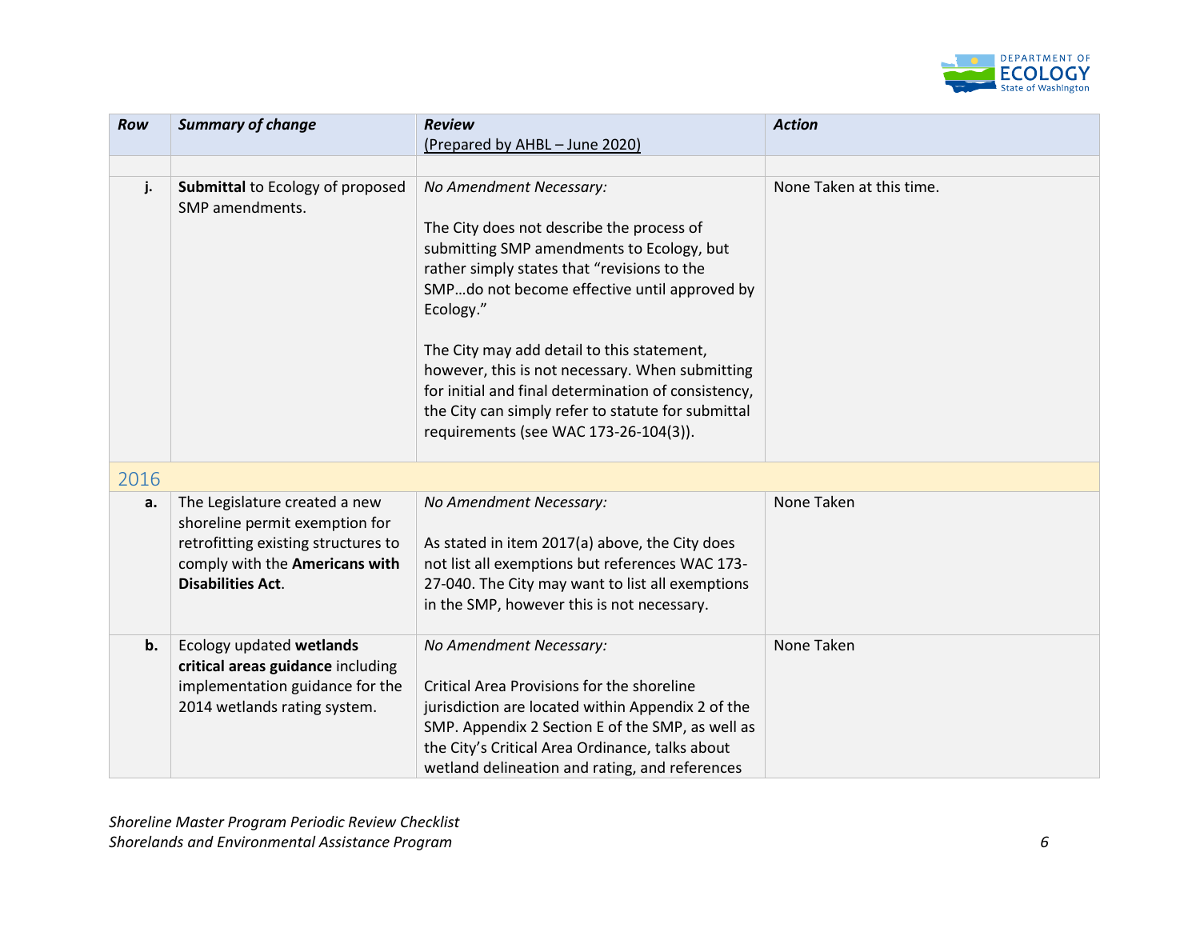| Row | Summary of change | Review (Prepared by AHBL – June 2020) | Action |
|---|---|---|---|
| | | | |
| j. | **Submittal** to Ecology of proposed SMP amendments. | *No Amendment Necessary:*<br><br>The City does not describe the process of submitting SMP amendments to Ecology, but rather simply states that "revisions to the SMP…do not become effective until approved by Ecology."<br><br>The City may add detail to this statement, however, this is not necessary. When submitting for initial and final determination of consistency, the City can simply refer to statute for submittal requirements (see WAC 173-26-104(3)). | None Taken at this time. |
| **2016** | | | |
| a. | The Legislature created a new shoreline permit exemption for retrofitting existing structures to comply with the **Americans with Disabilities Act**. | *No Amendment Necessary:*<br><br>As stated in item 2017(a) above, the City does not list all exemptions but references WAC 173-27-040. The City may want to list all exemptions in the SMP, however this is not necessary. | None Taken |
| b. | Ecology updated **wetlands critical areas guidance** including implementation guidance for the 2014 wetlands rating system. | *No Amendment Necessary:*<br><br>Critical Area Provisions for the shoreline jurisdiction are located within Appendix 2 of the SMP. Appendix 2 Section E of the SMP, as well as the City's Critical Area Ordinance, talks about wetland delineation and rating, and references | None Taken |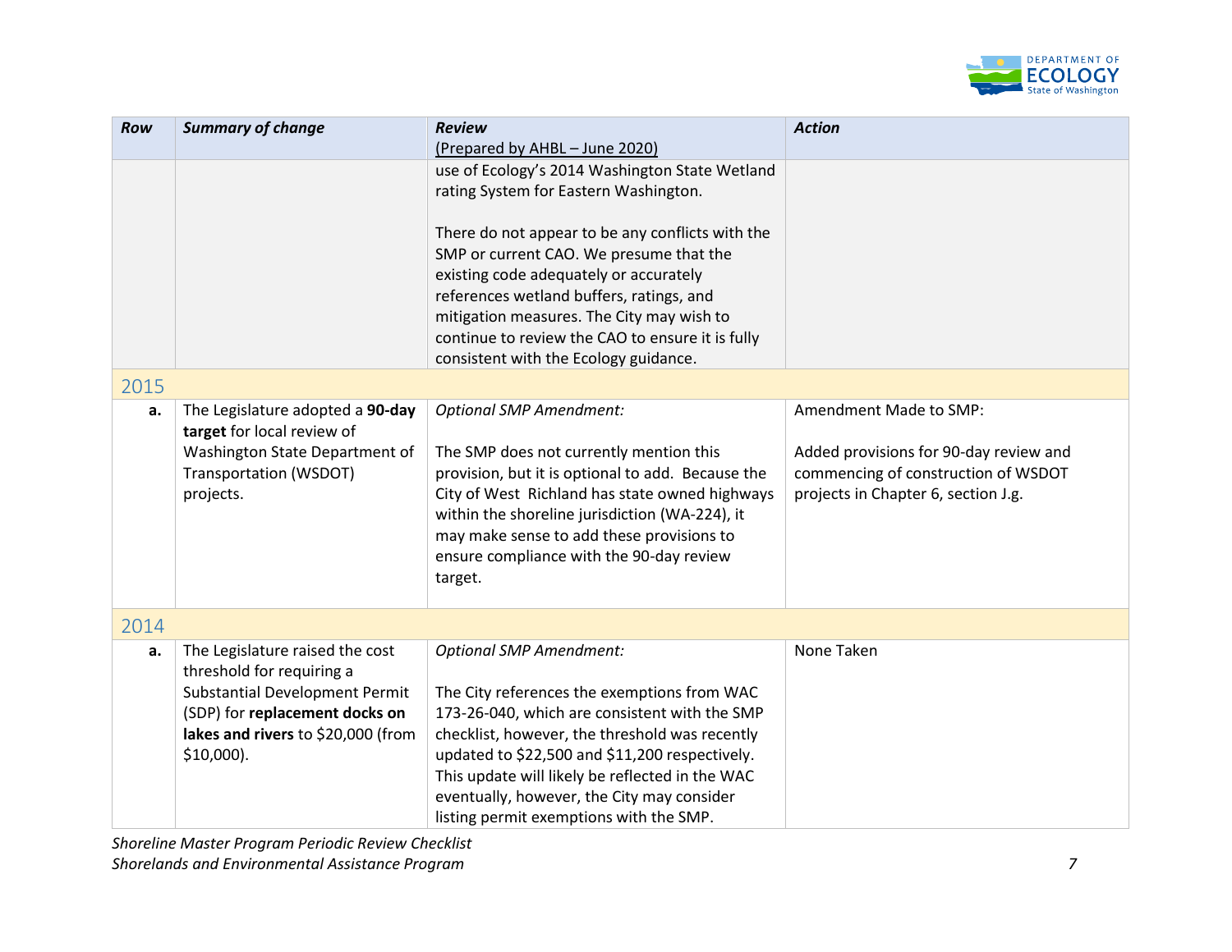| Row | Summary of change | Review (Prepared by AHBL – June 2020) | Action |
|---|---|---|---|
| | | use of Ecology's 2014 Washington State Wetland rating System for Eastern Washington.<br><br>There do not appear to be any conflicts with the SMP or current CAO. We presume that the existing code adequately or accurately references wetland buffers, ratings, and mitigation measures. The City may wish to continue to review the CAO to ensure it is fully consistent with the Ecology guidance. | |
| **2015** | | | |
| **a.** | The Legislature adopted a **90-day target** for local review of Washington State Department of Transportation (WSDOT) projects. | *Optional SMP Amendment:*<br><br>The SMP does not currently mention this provision, but it is optional to add. Because the City of West Richland has state owned highways within the shoreline jurisdiction (WA-224), it may make sense to add these provisions to ensure compliance with the 90-day review target. | Amendment Made to SMP:<br><br>Added provisions for 90-day review and commencing of construction of WSDOT projects in Chapter 6, section J.g. |
| **2014** | | | |
| **a.** | The Legislature raised the cost threshold for requiring a Substantial Development Permit (SDP) for **replacement docks on lakes and rivers** to $20,000 (from $10,000). | *Optional SMP Amendment:*<br><br>The City references the exemptions from WAC 173-26-040, which are consistent with the SMP checklist, however, the threshold was recently updated to $22,500 and $11,200 respectively. This update will likely be reflected in the WAC eventually, however, the City may consider listing permit exemptions with the SMP. | None Taken |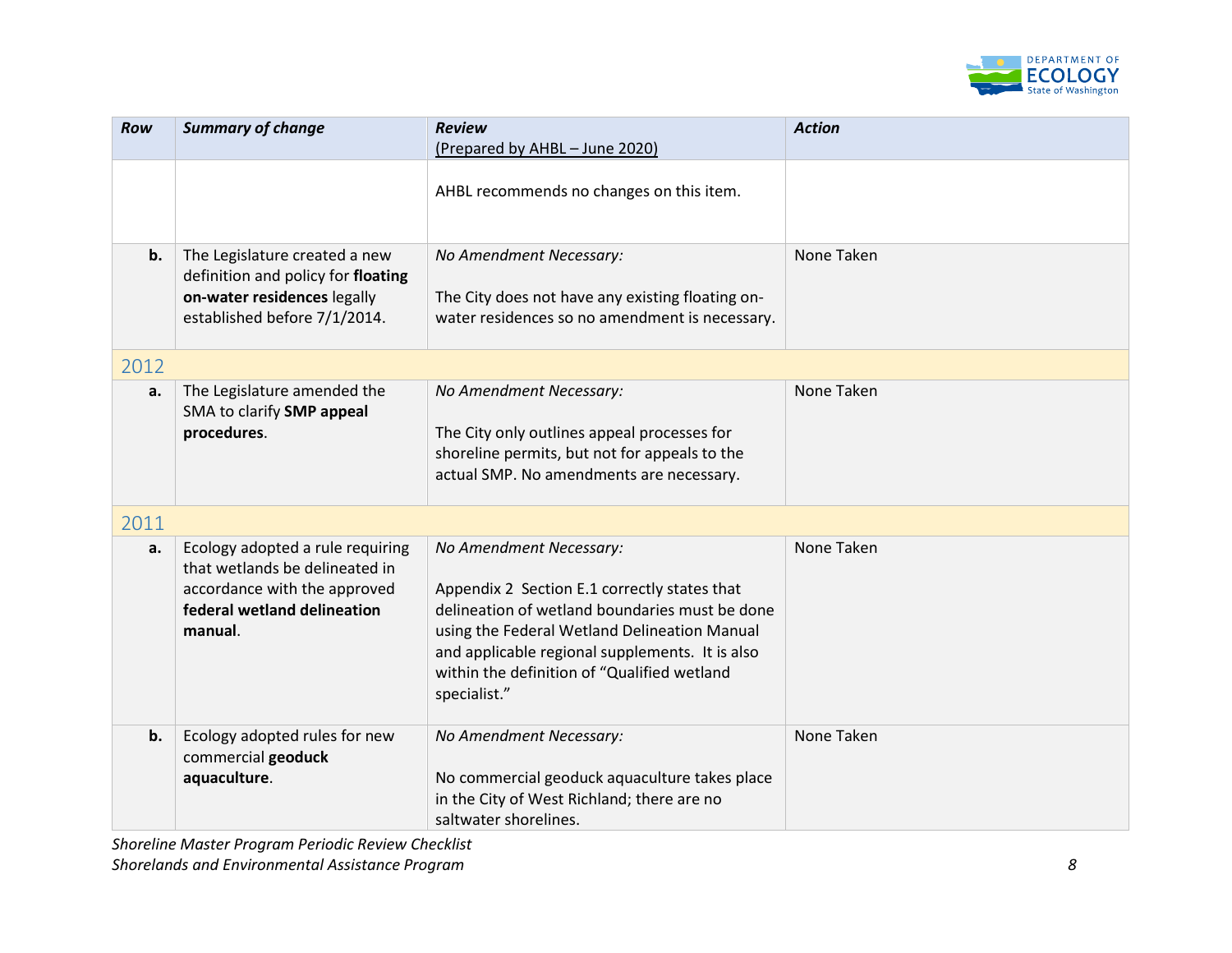| Row | Summary of change | Review<br>(Prepared by AHBL – June 2020) | Action |
|---|---|---|---|
| | | AHBL recommends no changes on this item. | |
| **b.** | The Legislature created a new definition and policy for **floating on-water residences** legally established before 7/1/2014. | *No Amendment Necessary:*<br><br>The City does not have any existing floating on-water residences so no amendment is necessary. | None Taken |
| 2012 | | | |
| **a.** | The Legislature amended the SMA to clarify **SMP appeal procedures**. | *No Amendment Necessary:*<br><br>The City only outlines appeal processes for shoreline permits, but not for appeals to the actual SMP. No amendments are necessary. | None Taken |
| 2011 | | | |
| **a.** | Ecology adopted a rule requiring that wetlands be delineated in accordance with the approved **federal wetland delineation manual**. | *No Amendment Necessary:*<br><br>Appendix 2 Section E.1 correctly states that delineation of wetland boundaries must be done using the Federal Wetland Delineation Manual and applicable regional supplements. It is also within the definition of "Qualified wetland specialist." | None Taken |
| **b.** | Ecology adopted rules for new commercial **geoduck aquaculture**. | *No Amendment Necessary:*<br><br>No commercial geoduck aquaculture takes place in the City of West Richland; there are no saltwater shorelines. | None Taken |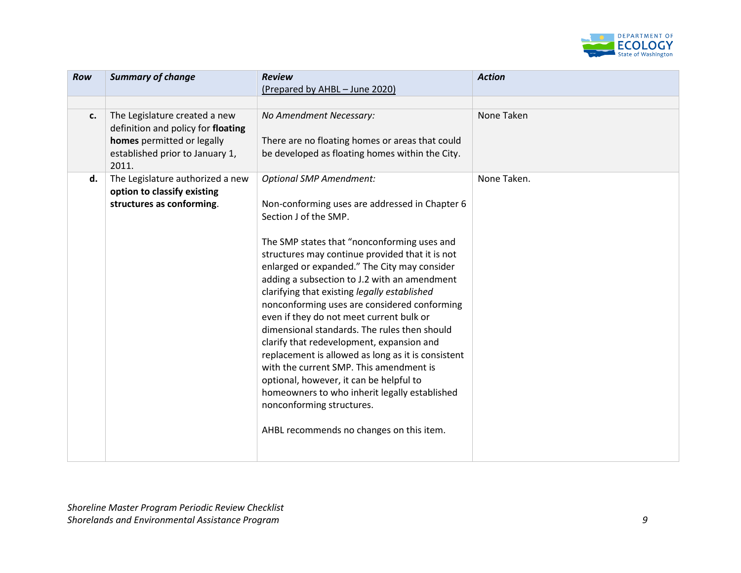| *Row* | *Summary of change* | *Review*<br>(Prepared by AHBL – June 2020) | *Action* |
|---|---|---|---|
| | | | |
| **c.** | The Legislature created a new definition and policy for **floating homes** permitted or legally established prior to January 1, 2011. | *No Amendment Necessary:*<br><br>There are no floating homes or areas that could be developed as floating homes within the City. | None Taken |
| **d.** | The Legislature authorized a new **option to classify existing structures as conforming**. | *Optional SMP Amendment:*<br><br>Non-conforming uses are addressed in Chapter 6 Section J of the SMP.<br><br>The SMP states that "nonconforming uses and structures may continue provided that it is not enlarged or expanded." The City may consider adding a subsection to J.2 with an amendment clarifying that existing *legally established* nonconforming uses are considered conforming even if they do not meet current bulk or dimensional standards. The rules then should clarify that redevelopment, expansion and replacement is allowed as long as it is consistent with the current SMP. This amendment is optional, however, it can be helpful to homeowners to who inherit legally established nonconforming structures.<br><br>AHBL recommends no changes on this item. | None Taken. |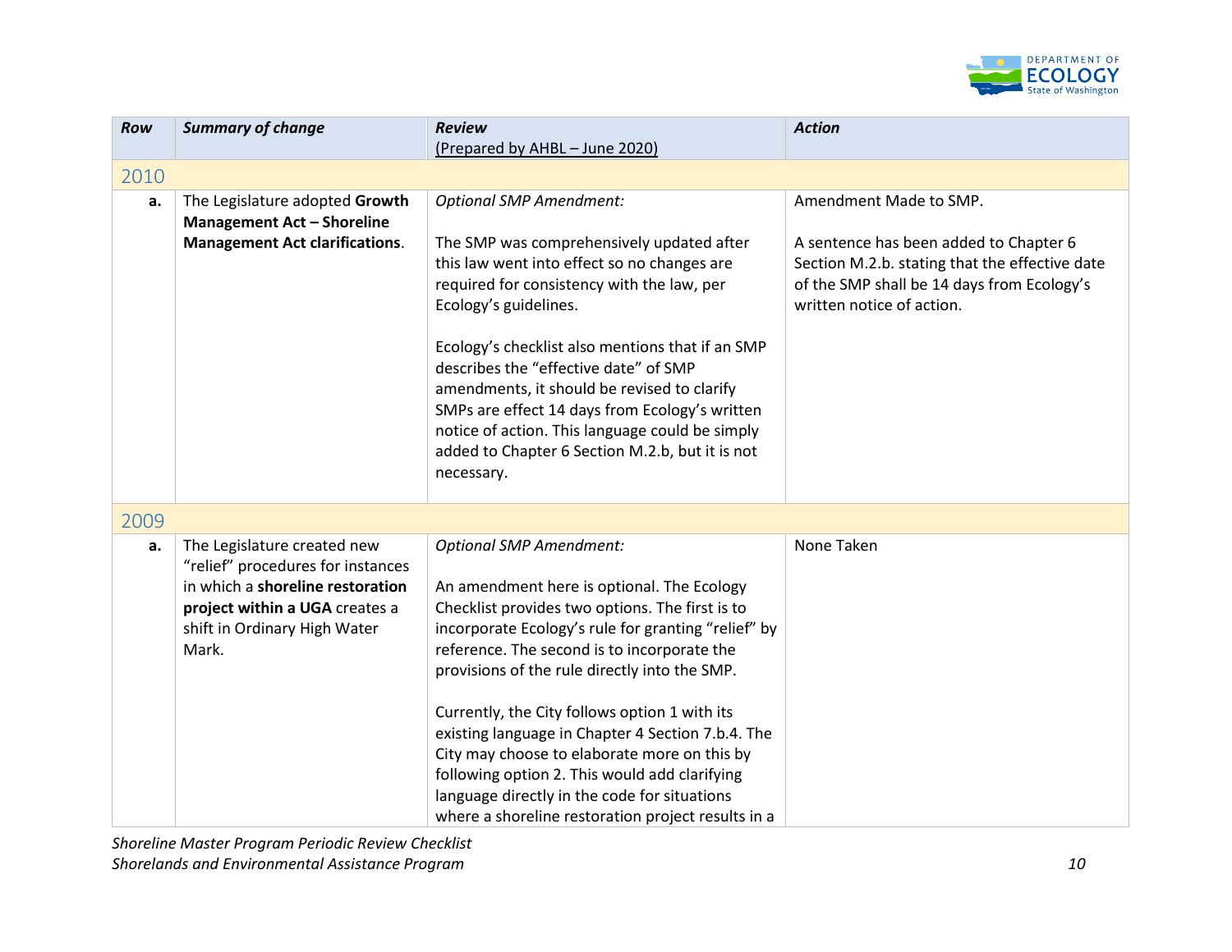| Row | Summary of change | Review<br>(Prepared by AHBL – June 2020) | Action |
|---|---|---|---|
| **2010** | | | |
| **a.** | The Legislature adopted **Growth Management Act – Shoreline Management Act clarifications**. | *Optional SMP Amendment:*<br><br>The SMP was comprehensively updated after this law went into effect so no changes are required for consistency with the law, per Ecology's guidelines.<br><br>Ecology's checklist also mentions that if an SMP describes the "effective date" of SMP amendments, it should be revised to clarify SMPs are effect 14 days from Ecology's written notice of action. This language could be simply added to Chapter 6 Section M.2.b, but it is not necessary. | Amendment Made to SMP.<br><br>A sentence has been added to Chapter 6 Section M.2.b. stating that the effective date of the SMP shall be 14 days from Ecology's written notice of action. |
| **2009** | | | |
| **a.** | The Legislature created new "relief" procedures for instances in which a **shoreline restoration project within a UGA** creates a shift in Ordinary High Water Mark. | *Optional SMP Amendment:*<br><br>An amendment here is optional. The Ecology Checklist provides two options. The first is to incorporate Ecology's rule for granting "relief" by reference. The second is to incorporate the provisions of the rule directly into the SMP.<br><br>Currently, the City follows option 1 with its existing language in Chapter 4 Section 7.b.4. The City may choose to elaborate more on this by following option 2. This would add clarifying language directly in the code for situations where a shoreline restoration project results in a | None Taken |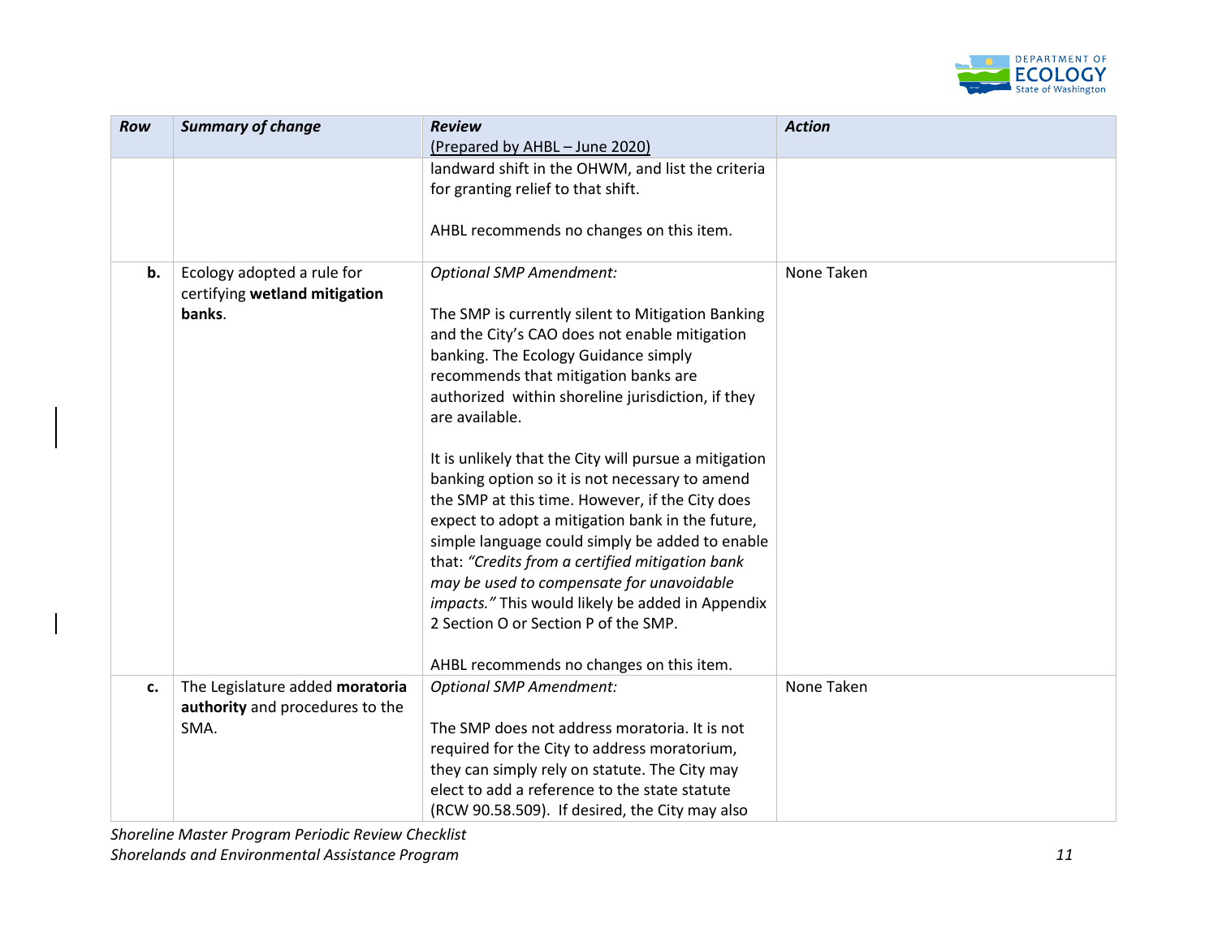| Row | Summary of change | Review (Prepared by AHBL – June 2020) | Action |
|---|---|---|---|
| | | landward shift in the OHWM, and list the criteria for granting relief to that shift.<br><br>AHBL recommends no changes on this item. | |
| **b.** | Ecology adopted a rule for certifying **wetland mitigation banks**. | *Optional SMP Amendment:*<br><br>The SMP is currently silent to Mitigation Banking and the City's CAO does not enable mitigation banking. The Ecology Guidance simply recommends that mitigation banks are authorized within shoreline jurisdiction, if they are available.<br><br>It is unlikely that the City will pursue a mitigation banking option so it is not necessary to amend the SMP at this time. However, if the City does expect to adopt a mitigation bank in the future, simple language could simply be added to enable that: *"Credits from a certified mitigation bank may be used to compensate for unavoidable impacts."* This would likely be added in Appendix 2 Section O or Section P of the SMP.<br><br>AHBL recommends no changes on this item. | None Taken |
| **c.** | The Legislature added **moratoria authority** and procedures to the SMA. | *Optional SMP Amendment:*<br><br>The SMP does not address moratoria. It is not required for the City to address moratorium, they can simply rely on statute. The City may elect to add a reference to the state statute (RCW 90.58.509). If desired, the City may also | None Taken |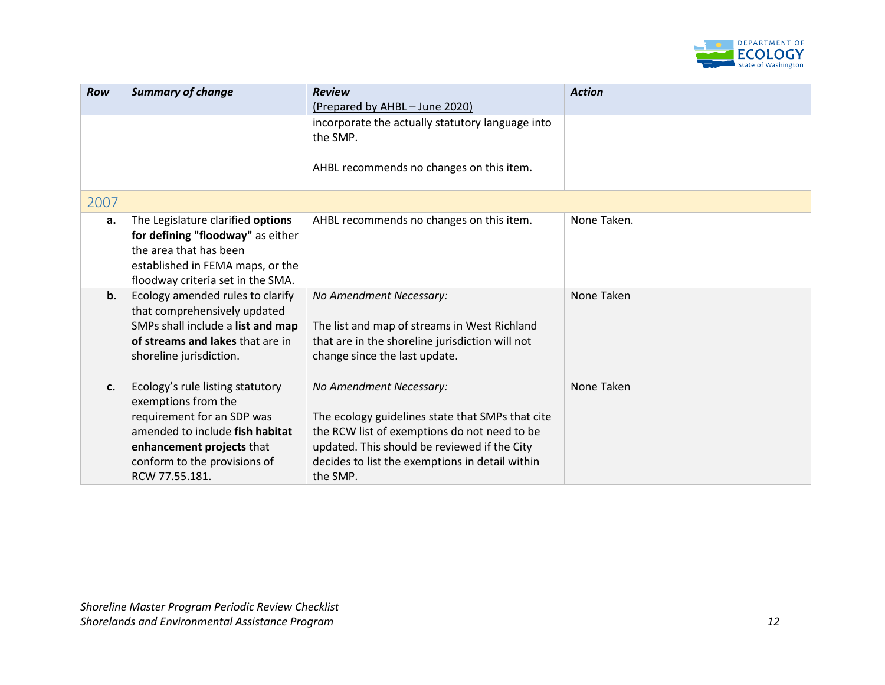| Row | Summary of change | Review (Prepared by AHBL – June 2020) | Action |
|---|---|---|---|
| | | incorporate the actually statutory language into the SMP.<br><br>AHBL recommends no changes on this item. | |
| **2007** | | | |
| **a.** | The Legislature clarified **options for defining "floodway"** as either the area that has been established in FEMA maps, or the floodway criteria set in the SMA. | AHBL recommends no changes on this item. | None Taken. |
| **b.** | Ecology amended rules to clarify that comprehensively updated SMPs shall include a **list and map of streams and lakes** that are in shoreline jurisdiction. | *No Amendment Necessary:*<br><br>The list and map of streams in West Richland that are in the shoreline jurisdiction will not change since the last update. | None Taken |
| **c.** | Ecology's rule listing statutory exemptions from the requirement for an SDP was amended to include **fish habitat enhancement projects** that conform to the provisions of RCW 77.55.181. | *No Amendment Necessary:*<br><br>The ecology guidelines state that SMPs that cite the RCW list of exemptions do not need to be updated. This should be reviewed if the City decides to list the exemptions in detail within the SMP. | None Taken |